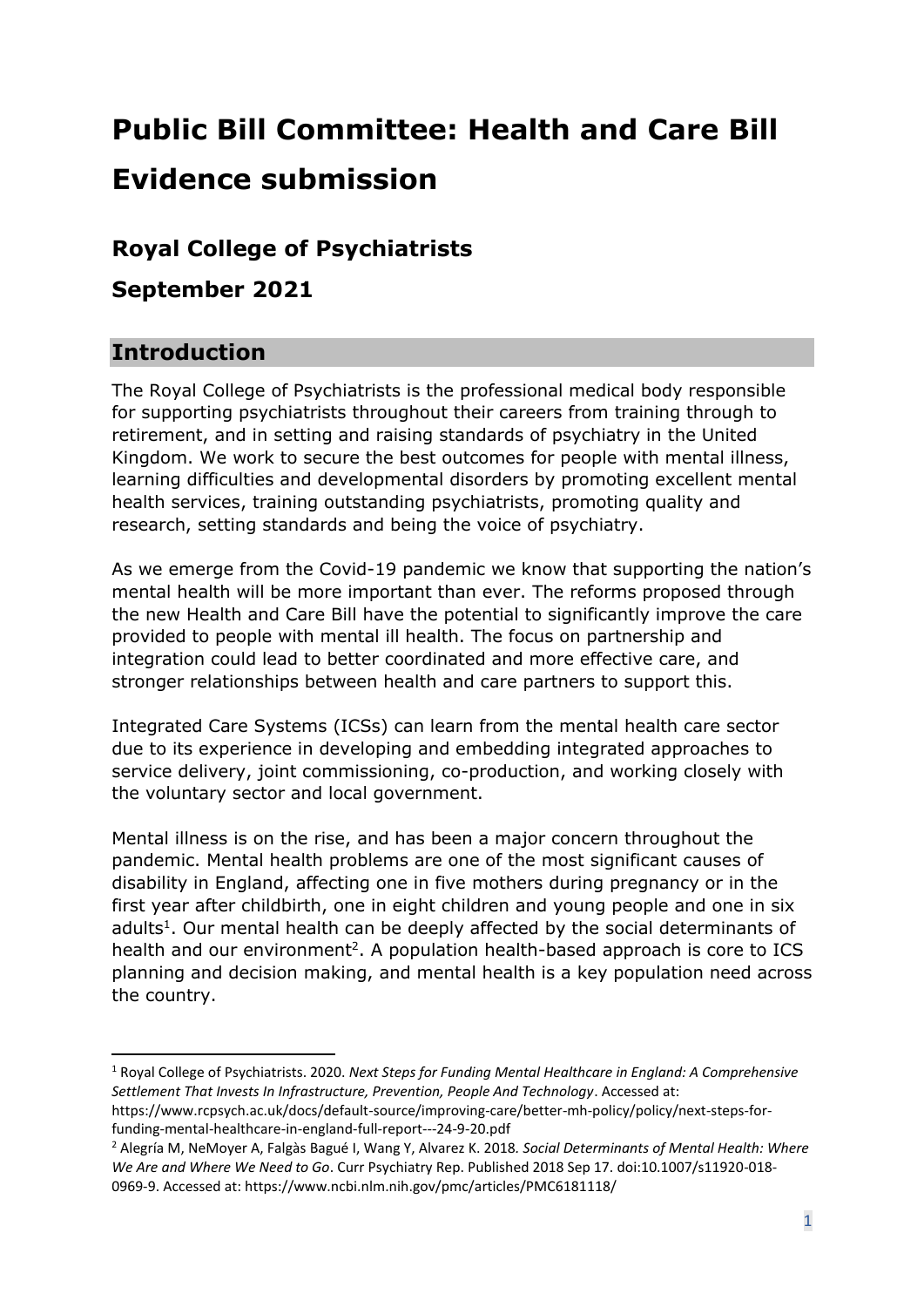# Public Bill Committee: Health and Care Bill Evidence submission

## Royal College of Psychiatrists

## September 2021

## Introduction

The Royal College of Psychiatrists is the professional medical body responsible for supporting psychiatrists throughout their careers from training through to retirement, and in setting and raising standards of psychiatry in the United Kingdom. We work to secure the best outcomes for people with mental illness, learning difficulties and developmental disorders by promoting excellent mental health services, training outstanding psychiatrists, promoting quality and research, setting standards and being the voice of psychiatry.

As we emerge from the Covid-19 pandemic we know that supporting the nation's mental health will be more important than ever. The reforms proposed through the new Health and Care Bill have the potential to significantly improve the care provided to people with mental ill health. The focus on partnership and integration could lead to better coordinated and more effective care, and stronger relationships between health and care partners to support this.

Integrated Care Systems (ICSs) can learn from the mental health care sector due to its experience in developing and embedding integrated approaches to service delivery, joint commissioning, co-production, and working closely with the voluntary sector and local government.

Mental illness is on the rise, and has been a major concern throughout the pandemic. Mental health problems are one of the most significant causes of disability in England, affecting one in five mothers during pregnancy or in the first year after childbirth, one in eight children and young people and one in six adults[1]. Our mental health can be deeply affected by the social determinants of health and our environment[2]. A population health-based approach is core to ICS planning and decision making, and mental health is a key population need across the country.

---

[1] Royal College of Psychiatrists. 2020. *Next Steps for Funding Mental Healthcare in England: A Comprehensive Settlement That Invests In Infrastructure, Prevention, People And Technology*. Accessed at: https://www.rcpsych.ac.uk/docs/default-source/improving-care/better-mh-policy/policy/next-steps-for-funding-mental-healthcare-in-england-full-report---24-9-20.pdf

[2] Alegría M, NeMoyer A, Falgàs Bagué I, Wang Y, Alvarez K. 2018. *Social Determinants of Mental Health: Where We Are and Where We Need to Go*. Curr Psychiatry Rep. Published 2018 Sep 17. doi:10.1007/s11920-018-0969-9. Accessed at: https://www.ncbi.nlm.nih.gov/pmc/articles/PMC6181118/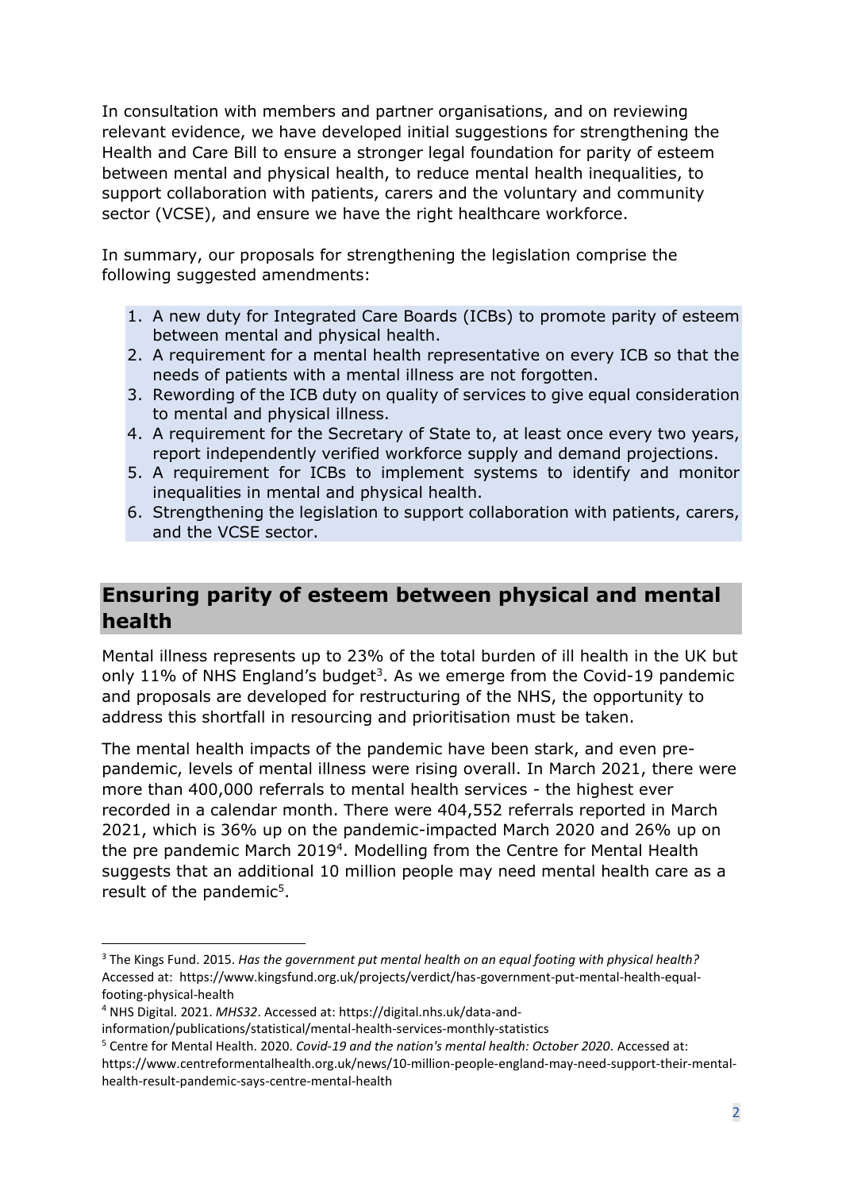In consultation with members and partner organisations, and on reviewing relevant evidence, we have developed initial suggestions for strengthening the Health and Care Bill to ensure a stronger legal foundation for parity of esteem between mental and physical health, to reduce mental health inequalities, to support collaboration with patients, carers and the voluntary and community sector (VCSE), and ensure we have the right healthcare workforce.

In summary, our proposals for strengthening the legislation comprise the following suggested amendments:

1. A new duty for Integrated Care Boards (ICBs) to promote parity of esteem between mental and physical health.
2. A requirement for a mental health representative on every ICB so that the needs of patients with a mental illness are not forgotten.
3. Rewording of the ICB duty on quality of services to give equal consideration to mental and physical illness.
4. A requirement for the Secretary of State to, at least once every two years, report independently verified workforce supply and demand projections.
5. A requirement for ICBs to implement systems to identify and monitor inequalities in mental and physical health.
6. Strengthening the legislation to support collaboration with patients, carers, and the VCSE sector.

## Ensuring parity of esteem between physical and mental health

Mental illness represents up to 23% of the total burden of ill health in the UK but only 11% of NHS England's budget[3]. As we emerge from the Covid-19 pandemic and proposals are developed for restructuring of the NHS, the opportunity to address this shortfall in resourcing and prioritisation must be taken.

The mental health impacts of the pandemic have been stark, and even pre-pandemic, levels of mental illness were rising overall. In March 2021, there were more than 400,000 referrals to mental health services - the highest ever recorded in a calendar month. There were 404,552 referrals reported in March 2021, which is 36% up on the pandemic-impacted March 2020 and 26% up on the pre pandemic March 2019[4]. Modelling from the Centre for Mental Health suggests that an additional 10 million people may need mental health care as a result of the pandemic[5].

---

[3] The Kings Fund. 2015. *Has the government put mental health on an equal footing with physical health?* Accessed at: https://www.kingsfund.org.uk/projects/verdict/has-government-put-mental-health-equal-footing-physical-health

[4] NHS Digital. 2021. *MHS32*. Accessed at: https://digital.nhs.uk/data-and-information/publications/statistical/mental-health-services-monthly-statistics

[5] Centre for Mental Health. 2020. *Covid-19 and the nation's mental health: October 2020*. Accessed at: https://www.centreformentalhealth.org.uk/news/10-million-people-england-may-need-support-their-mental-health-result-pandemic-says-centre-mental-health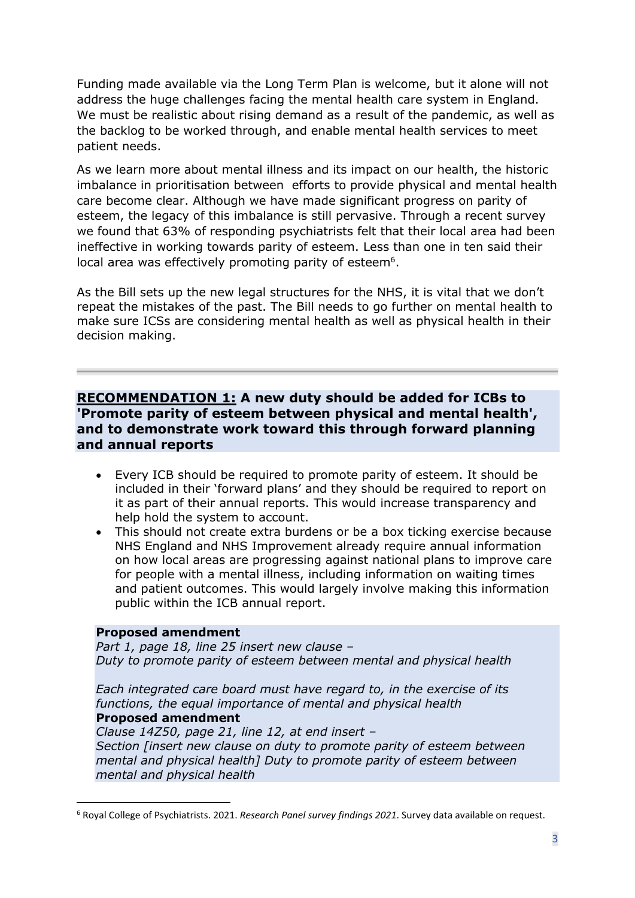Funding made available via the Long Term Plan is welcome, but it alone will not address the huge challenges facing the mental health care system in England. We must be realistic about rising demand as a result of the pandemic, as well as the backlog to be worked through, and enable mental health services to meet patient needs.

As we learn more about mental illness and its impact on our health, the historic imbalance in prioritisation between efforts to provide physical and mental health care become clear. Although we have made significant progress on parity of esteem, the legacy of this imbalance is still pervasive. Through a recent survey we found that 63% of responding psychiatrists felt that their local area had been ineffective in working towards parity of esteem. Less than one in ten said their local area was effectively promoting parity of esteem[6].

As the Bill sets up the new legal structures for the NHS, it is vital that we don't repeat the mistakes of the past. The Bill needs to go further on mental health to make sure ICSs are considering mental health as well as physical health in their decision making.

---

## <u>RECOMMENDATION 1:</u> A new duty should be added for ICBs to 'Promote parity of esteem between physical and mental health', and to demonstrate work toward this through forward planning and annual reports

- Every ICB should be required to promote parity of esteem. It should be included in their 'forward plans' and they should be required to report on it as part of their annual reports. This would increase transparency and help hold the system to account.
- This should not create extra burdens or be a box ticking exercise because NHS England and NHS Improvement already require annual information on how local areas are progressing against national plans to improve care for people with a mental illness, including information on waiting times and patient outcomes. This would largely involve making this information public within the ICB annual report.

**Proposed amendment**
*Part 1, page 18, line 25 insert new clause –*
*Duty to promote parity of esteem between mental and physical health*

*Each integrated care board must have regard to, in the exercise of its functions, the equal importance of mental and physical health*

**Proposed amendment**
*Clause 14Z50, page 21, line 12, at end insert –*
*Section [insert new clause on duty to promote parity of esteem between mental and physical health] Duty to promote parity of esteem between mental and physical health*

---

[6] Royal College of Psychiatrists. 2021. *Research Panel survey findings 2021*. Survey data available on request.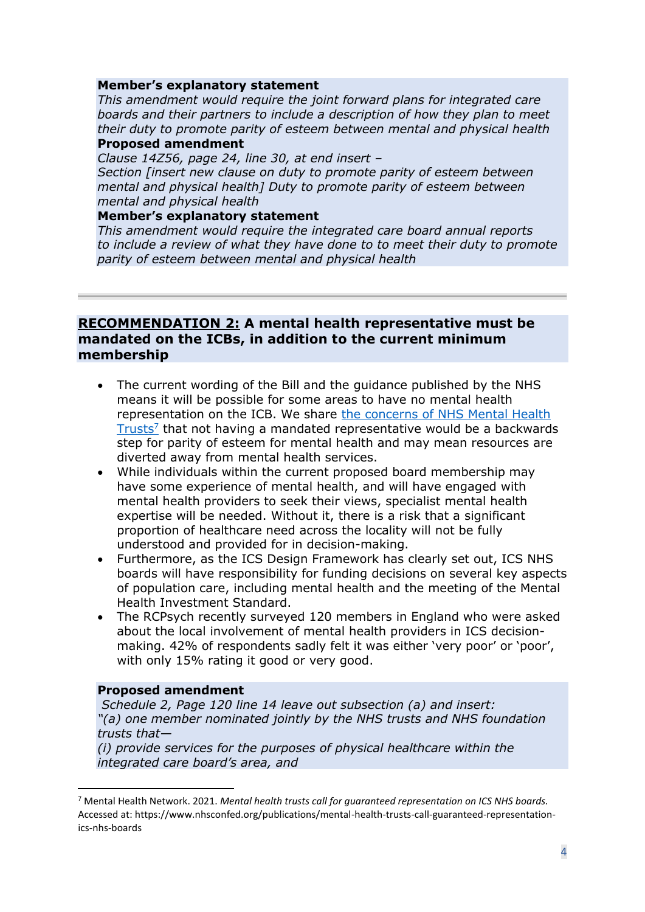**Member's explanatory statement**

*This amendment would require the joint forward plans for integrated care boards and their partners to include a description of how they plan to meet their duty to promote parity of esteem between mental and physical health*

**Proposed amendment**

*Clause 14Z56, page 24, line 30, at end insert –*
*Section [insert new clause on duty to promote parity of esteem between mental and physical health] Duty to promote parity of esteem between mental and physical health*

**Member's explanatory statement**

*This amendment would require the integrated care board annual reports to include a review of what they have done to to meet their duty to promote parity of esteem between mental and physical health*

---

## **RECOMMENDATION 2:** A mental health representative must be mandated on the ICBs, in addition to the current minimum membership

- The current wording of the Bill and the guidance published by the NHS means it will be possible for some areas to have no mental health representation on the ICB. We share the concerns of NHS Mental Health Trusts[7] that not having a mandated representative would be a backwards step for parity of esteem for mental health and may mean resources are diverted away from mental health services.
- While individuals within the current proposed board membership may have some experience of mental health, and will have engaged with mental health providers to seek their views, specialist mental health expertise will be needed. Without it, there is a risk that a significant proportion of healthcare need across the locality will not be fully understood and provided for in decision-making.
- Furthermore, as the ICS Design Framework has clearly set out, ICS NHS boards will have responsibility for funding decisions on several key aspects of population care, including mental health and the meeting of the Mental Health Investment Standard.
- The RCPsych recently surveyed 120 members in England who were asked about the local involvement of mental health providers in ICS decision-making. 42% of respondents sadly felt it was either 'very poor' or 'poor', with only 15% rating it good or very good.

**Proposed amendment**

*Schedule 2, Page 120 line 14 leave out subsection (a) and insert:*
*"(a) one member nominated jointly by the NHS trusts and NHS foundation trusts that—*
*(i) provide services for the purposes of physical healthcare within the integrated care board's area, and*

---

[7] Mental Health Network. 2021. *Mental health trusts call for guaranteed representation on ICS NHS boards.* Accessed at: https://www.nhsconfed.org/publications/mental-health-trusts-call-guaranteed-representation-ics-nhs-boards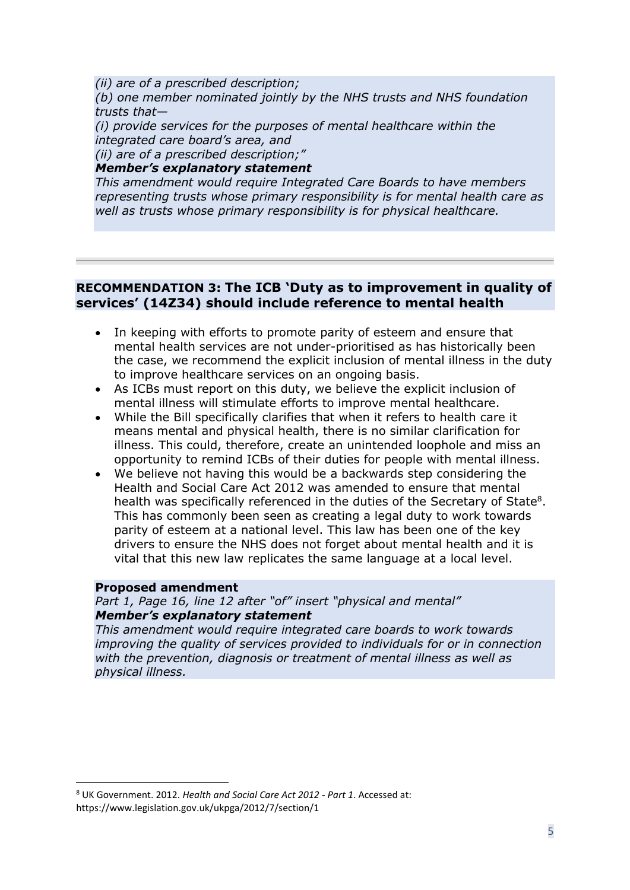*(ii) are of a prescribed description;*
*(b) one member nominated jointly by the NHS trusts and NHS foundation trusts that—*
*(i) provide services for the purposes of mental healthcare within the integrated care board's area, and*
*(ii) are of a prescribed description;"*
***Member's explanatory statement***
*This amendment would require Integrated Care Boards to have members representing trusts whose primary responsibility is for mental health care as well as trusts whose primary responsibility is for physical healthcare.*

---

## RECOMMENDATION 3: The ICB 'Duty as to improvement in quality of services' (14Z34) should include reference to mental health

- In keeping with efforts to promote parity of esteem and ensure that mental health services are not under-prioritised as has historically been the case, we recommend the explicit inclusion of mental illness in the duty to improve healthcare services on an ongoing basis.
- As ICBs must report on this duty, we believe the explicit inclusion of mental illness will stimulate efforts to improve mental healthcare.
- While the Bill specifically clarifies that when it refers to health care it means mental and physical health, there is no similar clarification for illness. This could, therefore, create an unintended loophole and miss an opportunity to remind ICBs of their duties for people with mental illness.
- We believe not having this would be a backwards step considering the Health and Social Care Act 2012 was amended to ensure that mental health was specifically referenced in the duties of the Secretary of State[8]. This has commonly been seen as creating a legal duty to work towards parity of esteem at a national level. This law has been one of the key drivers to ensure the NHS does not forget about mental health and it is vital that this new law replicates the same language at a local level.

**Proposed amendment**
*Part 1, Page 16, line 12 after "of" insert "physical and mental"*
***Member's explanatory statement***
*This amendment would require integrated care boards to work towards improving the quality of services provided to individuals for or in connection with the prevention, diagnosis or treatment of mental illness as well as physical illness.*

[8] UK Government. 2012. *Health and Social Care Act 2012 - Part 1*. Accessed at: https://www.legislation.gov.uk/ukpga/2012/7/section/1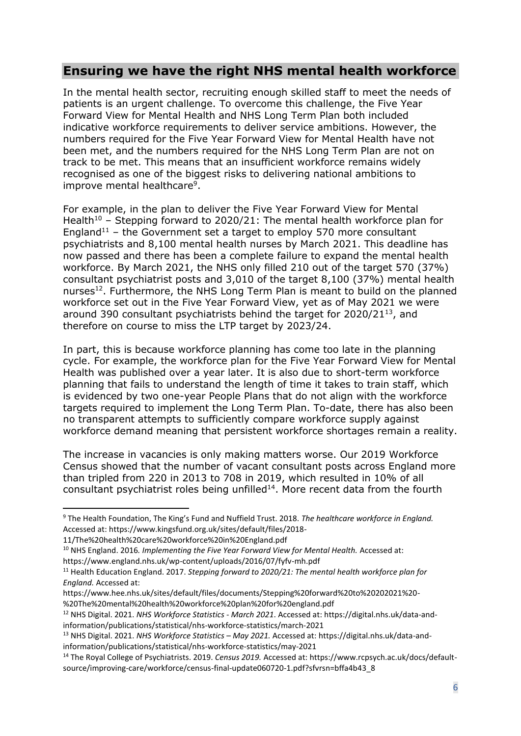## Ensuring we have the right NHS mental health workforce

In the mental health sector, recruiting enough skilled staff to meet the needs of patients is an urgent challenge. To overcome this challenge, the Five Year Forward View for Mental Health and NHS Long Term Plan both included indicative workforce requirements to deliver service ambitions. However, the numbers required for the Five Year Forward View for Mental Health have not been met, and the numbers required for the NHS Long Term Plan are not on track to be met. This means that an insufficient workforce remains widely recognised as one of the biggest risks to delivering national ambitions to improve mental healthcare[9].

For example, in the plan to deliver the Five Year Forward View for Mental Health[10] – Stepping forward to 2020/21: The mental health workforce plan for England[11] – the Government set a target to employ 570 more consultant psychiatrists and 8,100 mental health nurses by March 2021. This deadline has now passed and there has been a complete failure to expand the mental health workforce. By March 2021, the NHS only filled 210 out of the target 570 (37%) consultant psychiatrist posts and 3,010 of the target 8,100 (37%) mental health nurses[12]. Furthermore, the NHS Long Term Plan is meant to build on the planned workforce set out in the Five Year Forward View, yet as of May 2021 we were around 390 consultant psychiatrists behind the target for 2020/21[13], and therefore on course to miss the LTP target by 2023/24.

In part, this is because workforce planning has come too late in the planning cycle. For example, the workforce plan for the Five Year Forward View for Mental Health was published over a year later. It is also due to short-term workforce planning that fails to understand the length of time it takes to train staff, which is evidenced by two one-year People Plans that do not align with the workforce targets required to implement the Long Term Plan. To-date, there has also been no transparent attempts to sufficiently compare workforce supply against workforce demand meaning that persistent workforce shortages remain a reality.

The increase in vacancies is only making matters worse. Our 2019 Workforce Census showed that the number of vacant consultant posts across England more than tripled from 220 in 2013 to 708 in 2019, which resulted in 10% of all consultant psychiatrist roles being unfilled[14]. More recent data from the fourth

---

[9] The Health Foundation, The King's Fund and Nuffield Trust. 2018. *The healthcare workforce in England.* Accessed at: https://www.kingsfund.org.uk/sites/default/files/2018-11/The%20health%20care%20workforce%20in%20England.pdf

[10] NHS England. 2016. *Implementing the Five Year Forward View for Mental Health.* Accessed at: https://www.england.nhs.uk/wp-content/uploads/2016/07/fyfv-mh.pdf

[11] Health Education England. 2017. *Stepping forward to 2020/21: The mental health workforce plan for England.* Accessed at: https://www.hee.nhs.uk/sites/default/files/documents/Stepping%20forward%20to%20202021%20-%20The%20mental%20health%20workforce%20plan%20for%20england.pdf

[12] NHS Digital. 2021. *NHS Workforce Statistics - March 2021.* Accessed at: https://digital.nhs.uk/data-and-information/publications/statistical/nhs-workforce-statistics/march-2021

[13] NHS Digital. 2021. *NHS Workforce Statistics – May 2021.* Accessed at: https://digital.nhs.uk/data-and-information/publications/statistical/nhs-workforce-statistics/may-2021

[14] The Royal College of Psychiatrists. 2019. *Census 2019.* Accessed at: https://www.rcpsych.ac.uk/docs/default-source/improving-care/workforce/census-final-update060720-1.pdf?sfvrsn=bffa4b43_8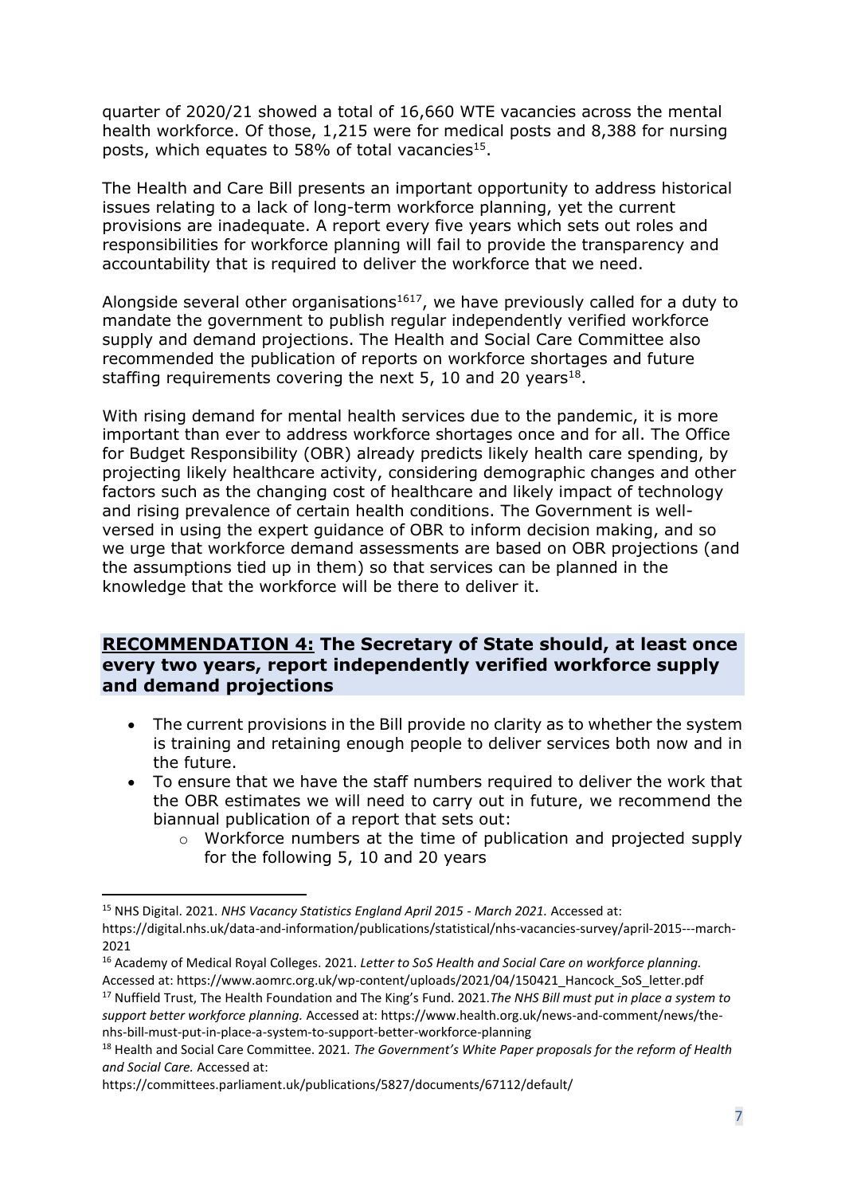quarter of 2020/21 showed a total of 16,660 WTE vacancies across the mental health workforce. Of those, 1,215 were for medical posts and 8,388 for nursing posts, which equates to 58% of total vacancies[15].

The Health and Care Bill presents an important opportunity to address historical issues relating to a lack of long-term workforce planning, yet the current provisions are inadequate. A report every five years which sets out roles and responsibilities for workforce planning will fail to provide the transparency and accountability that is required to deliver the workforce that we need.

Alongside several other organisations[16,17], we have previously called for a duty to mandate the government to publish regular independently verified workforce supply and demand projections. The Health and Social Care Committee also recommended the publication of reports on workforce shortages and future staffing requirements covering the next 5, 10 and 20 years[18].

With rising demand for mental health services due to the pandemic, it is more important than ever to address workforce shortages once and for all. The Office for Budget Responsibility (OBR) already predicts likely health care spending, by projecting likely healthcare activity, considering demographic changes and other factors such as the changing cost of healthcare and likely impact of technology and rising prevalence of certain health conditions. The Government is well-versed in using the expert guidance of OBR to inform decision making, and so we urge that workforce demand assessments are based on OBR projections (and the assumptions tied up in them) so that services can be planned in the knowledge that the workforce will be there to deliver it.

### **RECOMMENDATION 4: The Secretary of State should, at least once every two years, report independently verified workforce supply and demand projections**

- The current provisions in the Bill provide no clarity as to whether the system is training and retaining enough people to deliver services both now and in the future.
- To ensure that we have the staff numbers required to deliver the work that the OBR estimates we will need to carry out in future, we recommend the biannual publication of a report that sets out:
    - Workforce numbers at the time of publication and projected supply for the following 5, 10 and 20 years

---

[15] NHS Digital. 2021. *NHS Vacancy Statistics England April 2015 - March 2021.* Accessed at: https://digital.nhs.uk/data-and-information/publications/statistical/nhs-vacancies-survey/april-2015---march-2021

[16] Academy of Medical Royal Colleges. 2021. *Letter to SoS Health and Social Care on workforce planning.* Accessed at: https://www.aomrc.org.uk/wp-content/uploads/2021/04/150421_Hancock_SoS_letter.pdf

[17] Nuffield Trust, The Health Foundation and The King's Fund. 2021.*The NHS Bill must put in place a system to support better workforce planning.* Accessed at: https://www.health.org.uk/news-and-comment/news/the-nhs-bill-must-put-in-place-a-system-to-support-better-workforce-planning

[18] Health and Social Care Committee. 2021. *The Government's White Paper proposals for the reform of Health and Social Care.* Accessed at: https://committees.parliament.uk/publications/5827/documents/67112/default/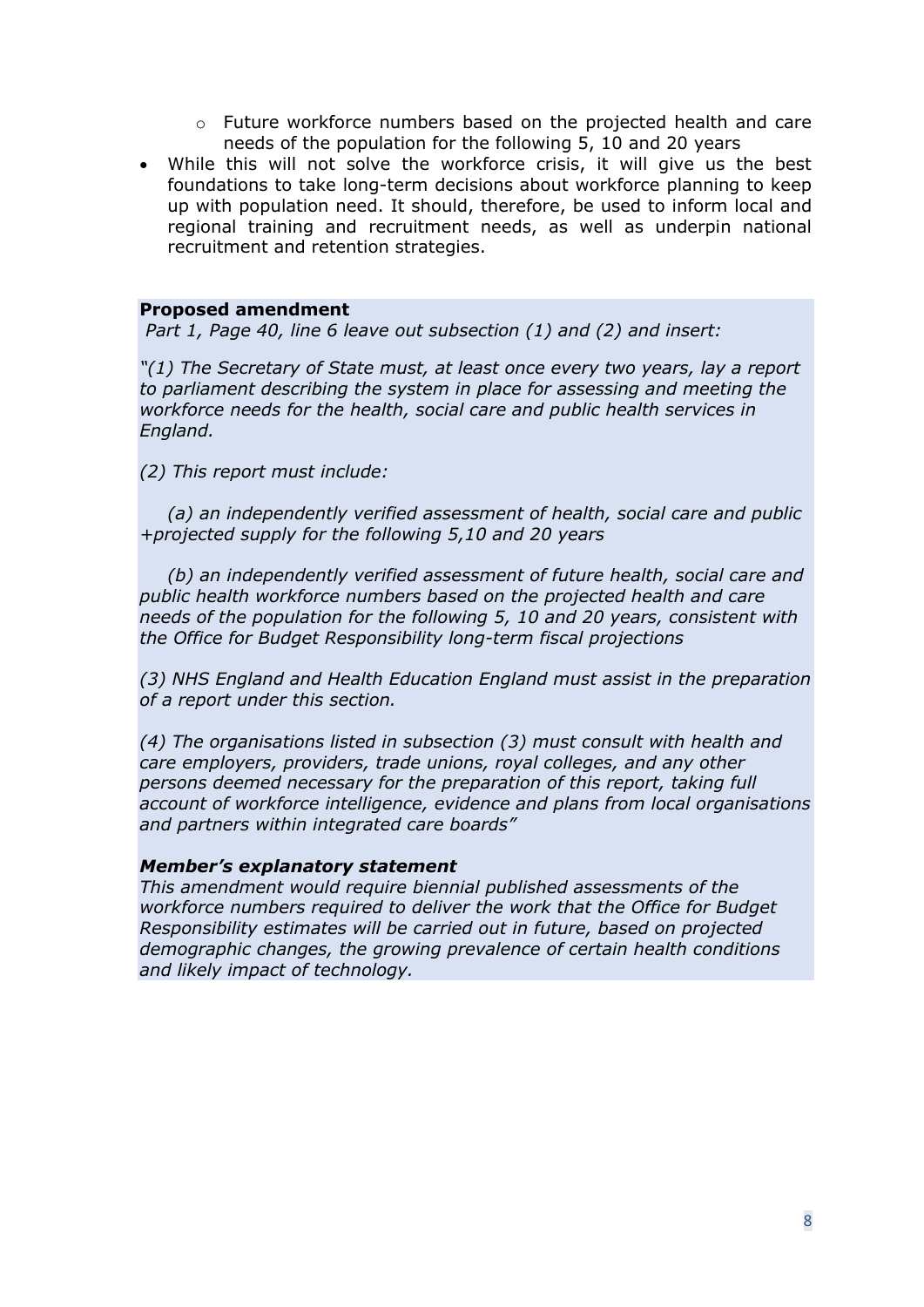- Future workforce numbers based on the projected health and care needs of the population for the following 5, 10 and 20 years
- While this will not solve the workforce crisis, it will give us the best foundations to take long-term decisions about workforce planning to keep up with population need. It should, therefore, be used to inform local and regional training and recruitment needs, as well as underpin national recruitment and retention strategies.

**Proposed amendment**

*Part 1, Page 40, line 6 leave out subsection (1) and (2) and insert:*

*"(1) The Secretary of State must, at least once every two years, lay a report to parliament describing the system in place for assessing and meeting the workforce needs for the health, social care and public health services in England.*

*(2) This report must include:*

*(a) an independently verified assessment of health, social care and public +projected supply for the following 5,10 and 20 years*

*(b) an independently verified assessment of future health, social care and public health workforce numbers based on the projected health and care needs of the population for the following 5, 10 and 20 years, consistent with the Office for Budget Responsibility long-term fiscal projections*

*(3) NHS England and Health Education England must assist in the preparation of a report under this section.*

*(4) The organisations listed in subsection (3) must consult with health and care employers, providers, trade unions, royal colleges, and any other persons deemed necessary for the preparation of this report, taking full account of workforce intelligence, evidence and plans from local organisations and partners within integrated care boards"*

***Member's explanatory statement***

*This amendment would require biennial published assessments of the workforce numbers required to deliver the work that the Office for Budget Responsibility estimates will be carried out in future, based on projected demographic changes, the growing prevalence of certain health conditions and likely impact of technology.*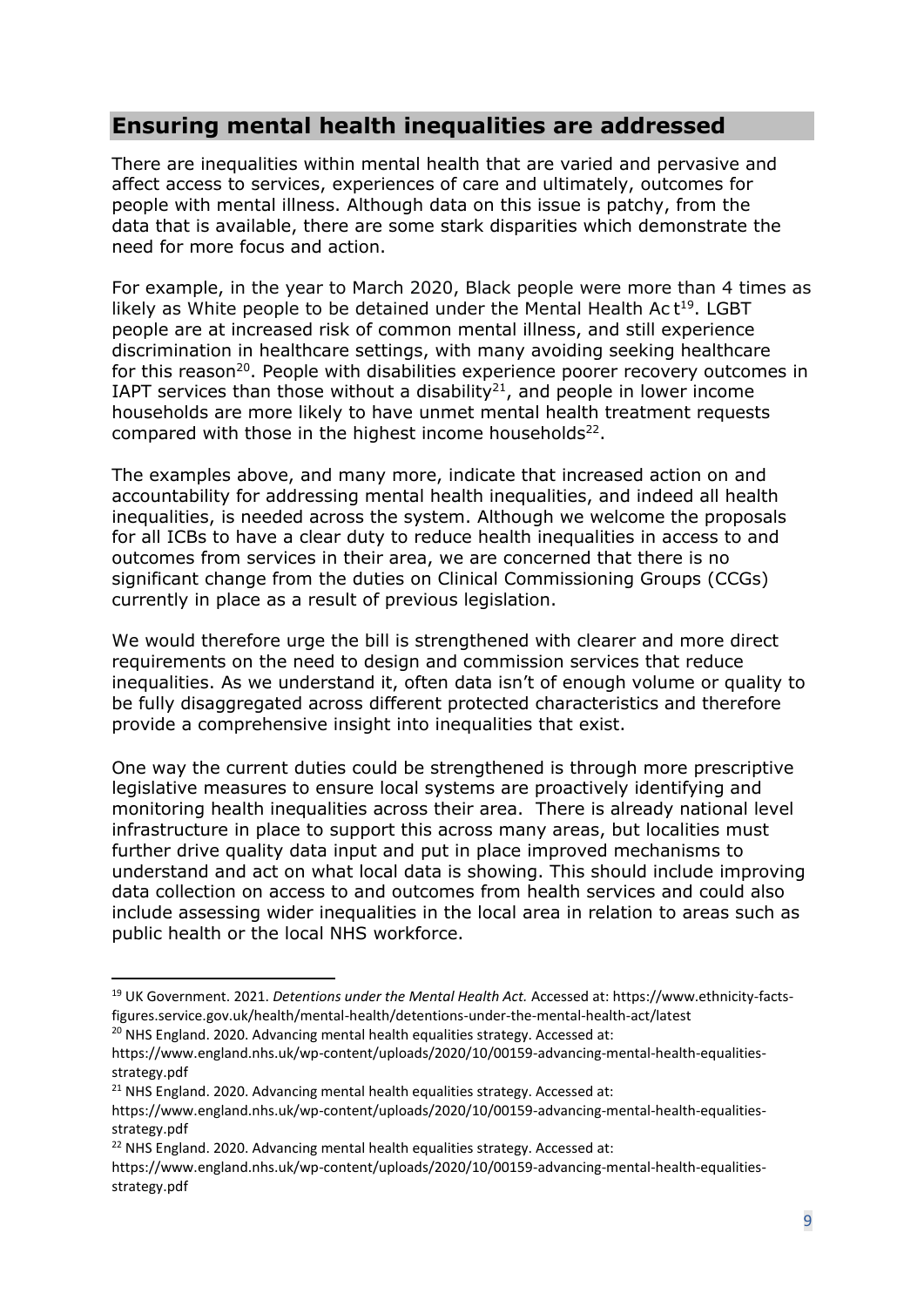## Ensuring mental health inequalities are addressed

There are inequalities within mental health that are varied and pervasive and affect access to services, experiences of care and ultimately, outcomes for people with mental illness. Although data on this issue is patchy, from the data that is available, there are some stark disparities which demonstrate the need for more focus and action.

For example, in the year to March 2020, Black people were more than 4 times as likely as White people to be detained under the Mental Health Act[19]. LGBT people are at increased risk of common mental illness, and still experience discrimination in healthcare settings, with many avoiding seeking healthcare for this reason[20]. People with disabilities experience poorer recovery outcomes in IAPT services than those without a disability[21], and people in lower income households are more likely to have unmet mental health treatment requests compared with those in the highest income households[22].

The examples above, and many more, indicate that increased action on and accountability for addressing mental health inequalities, and indeed all health inequalities, is needed across the system. Although we welcome the proposals for all ICBs to have a clear duty to reduce health inequalities in access to and outcomes from services in their area, we are concerned that there is no significant change from the duties on Clinical Commissioning Groups (CCGs) currently in place as a result of previous legislation.

We would therefore urge the bill is strengthened with clearer and more direct requirements on the need to design and commission services that reduce inequalities. As we understand it, often data isn't of enough volume or quality to be fully disaggregated across different protected characteristics and therefore provide a comprehensive insight into inequalities that exist.

One way the current duties could be strengthened is through more prescriptive legislative measures to ensure local systems are proactively identifying and monitoring health inequalities across their area. There is already national level infrastructure in place to support this across many areas, but localities must further drive quality data input and put in place improved mechanisms to understand and act on what local data is showing. This should include improving data collection on access to and outcomes from health services and could also include assessing wider inequalities in the local area in relation to areas such as public health or the local NHS workforce.

---

[19] UK Government. 2021. *Detentions under the Mental Health Act.* Accessed at: https://www.ethnicity-facts-figures.service.gov.uk/health/mental-health/detentions-under-the-mental-health-act/latest

[20] NHS England. 2020. Advancing mental health equalities strategy. Accessed at: https://www.england.nhs.uk/wp-content/uploads/2020/10/00159-advancing-mental-health-equalities-strategy.pdf

[21] NHS England. 2020. Advancing mental health equalities strategy. Accessed at: https://www.england.nhs.uk/wp-content/uploads/2020/10/00159-advancing-mental-health-equalities-strategy.pdf

[22] NHS England. 2020. Advancing mental health equalities strategy. Accessed at: https://www.england.nhs.uk/wp-content/uploads/2020/10/00159-advancing-mental-health-equalities-strategy.pdf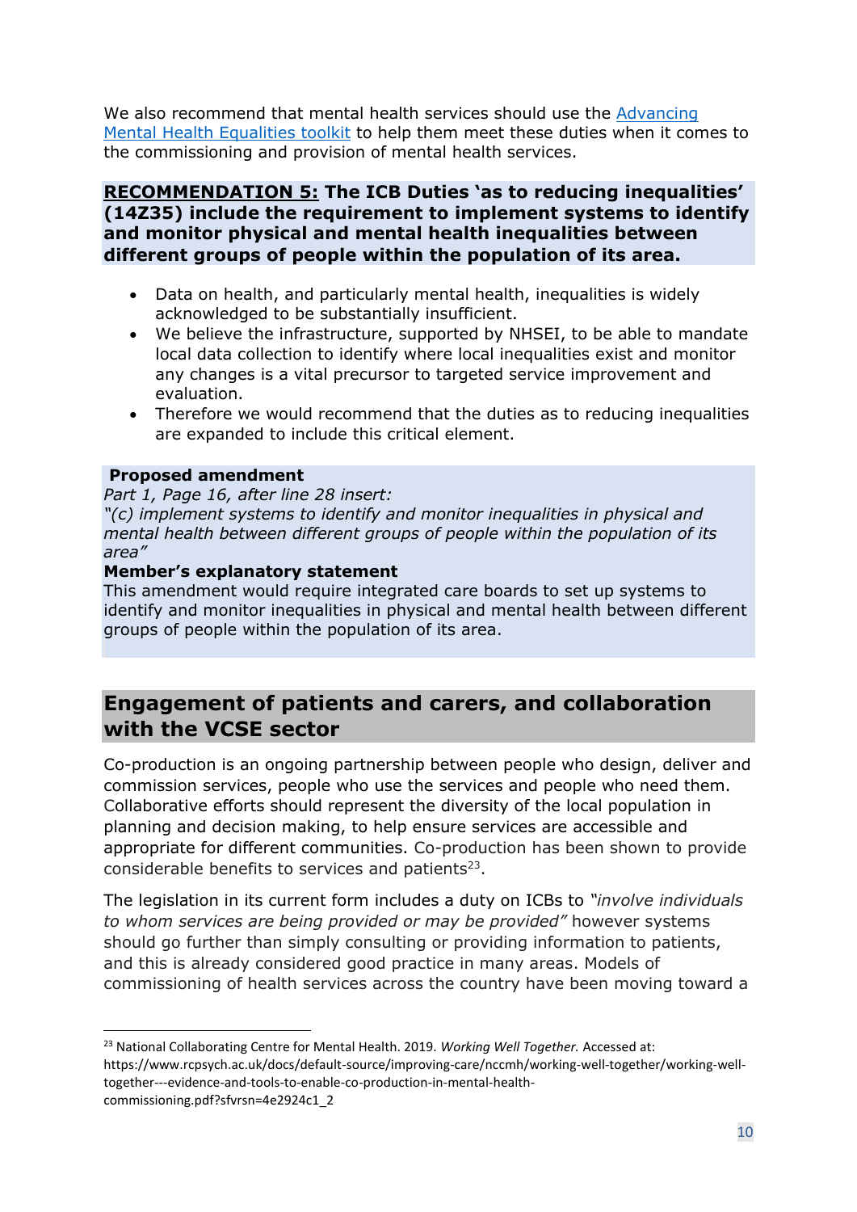We also recommend that mental health services should use the [Advancing Mental Health Equalities toolkit](#) to help them meet these duties when it comes to the commissioning and provision of mental health services.

**RECOMMENDATION 5: The ICB Duties 'as to reducing inequalities' (14Z35) include the requirement to implement systems to identify and monitor physical and mental health inequalities between different groups of people within the population of its area.**

- Data on health, and particularly mental health, inequalities is widely acknowledged to be substantially insufficient.
- We believe the infrastructure, supported by NHSEI, to be able to mandate local data collection to identify where local inequalities exist and monitor any changes is a vital precursor to targeted service improvement and evaluation.
- Therefore we would recommend that the duties as to reducing inequalities are expanded to include this critical element.

**Proposed amendment**

*Part 1, Page 16, after line 28 insert:*

*"(c) implement systems to identify and monitor inequalities in physical and mental health between different groups of people within the population of its area"*

**Member's explanatory statement**

This amendment would require integrated care boards to set up systems to identify and monitor inequalities in physical and mental health between different groups of people within the population of its area.

## Engagement of patients and carers, and collaboration with the VCSE sector

Co-production is an ongoing partnership between people who design, deliver and commission services, people who use the services and people who need them. Collaborative efforts should represent the diversity of the local population in planning and decision making, to help ensure services are accessible and appropriate for different communities. Co-production has been shown to provide considerable benefits to services and patients[23].

The legislation in its current form includes a duty on ICBs to *"involve individuals to whom services are being provided or may be provided"* however systems should go further than simply consulting or providing information to patients, and this is already considered good practice in many areas. Models of commissioning of health services across the country have been moving toward a

---

[23] National Collaborating Centre for Mental Health. 2019. *Working Well Together.* Accessed at: https://www.rcpsych.ac.uk/docs/default-source/improving-care/nccmh/working-well-together/working-well-together---evidence-and-tools-to-enable-co-production-in-mental-health-commissioning.pdf?sfvrsn=4e2924c1_2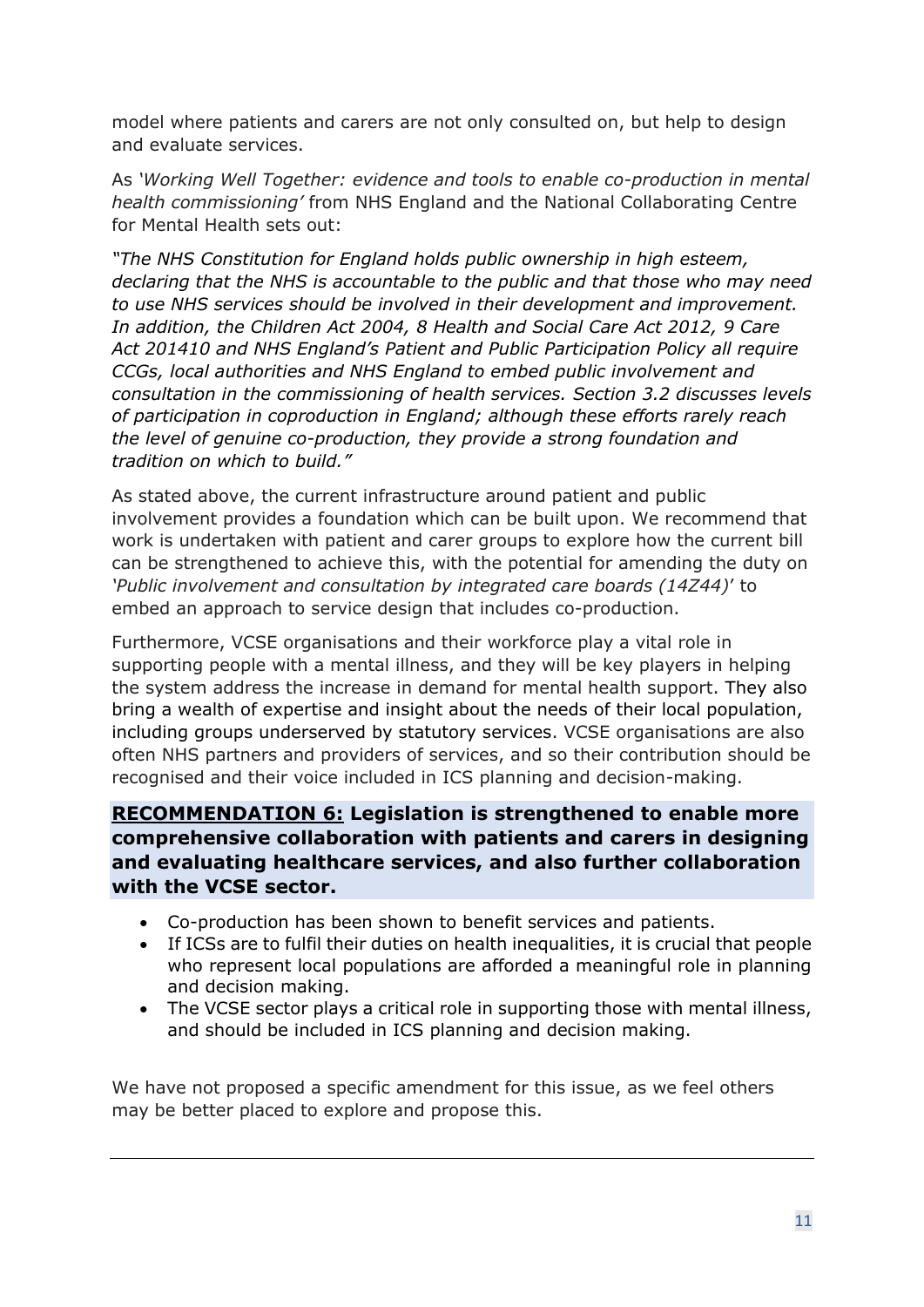model where patients and carers are not only consulted on, but help to design and evaluate services.

As *'Working Well Together: evidence and tools to enable co-production in mental health commissioning'* from NHS England and the National Collaborating Centre for Mental Health sets out:

*"The NHS Constitution for England holds public ownership in high esteem, declaring that the NHS is accountable to the public and that those who may need to use NHS services should be involved in their development and improvement. In addition, the Children Act 2004, 8 Health and Social Care Act 2012, 9 Care Act 201410 and NHS England's Patient and Public Participation Policy all require CCGs, local authorities and NHS England to embed public involvement and consultation in the commissioning of health services. Section 3.2 discusses levels of participation in coproduction in England; although these efforts rarely reach the level of genuine co-production, they provide a strong foundation and tradition on which to build."*

As stated above, the current infrastructure around patient and public involvement provides a foundation which can be built upon. We recommend that work is undertaken with patient and carer groups to explore how the current bill can be strengthened to achieve this, with the potential for amending the duty on *'Public involvement and consultation by integrated care boards (14Z44)'* to embed an approach to service design that includes co-production.

Furthermore, VCSE organisations and their workforce play a vital role in supporting people with a mental illness, and they will be key players in helping the system address the increase in demand for mental health support. They also bring a wealth of expertise and insight about the needs of their local population, including groups underserved by statutory services. VCSE organisations are also often NHS partners and providers of services, and so their contribution should be recognised and their voice included in ICS planning and decision-making.

**<u>RECOMMENDATION 6:</u> Legislation is strengthened to enable more comprehensive collaboration with patients and carers in designing and evaluating healthcare services, and also further collaboration with the VCSE sector.**

- Co-production has been shown to benefit services and patients.
- If ICSs are to fulfil their duties on health inequalities, it is crucial that people who represent local populations are afforded a meaningful role in planning and decision making.
- The VCSE sector plays a critical role in supporting those with mental illness, and should be included in ICS planning and decision making.

We have not proposed a specific amendment for this issue, as we feel others may be better placed to explore and propose this.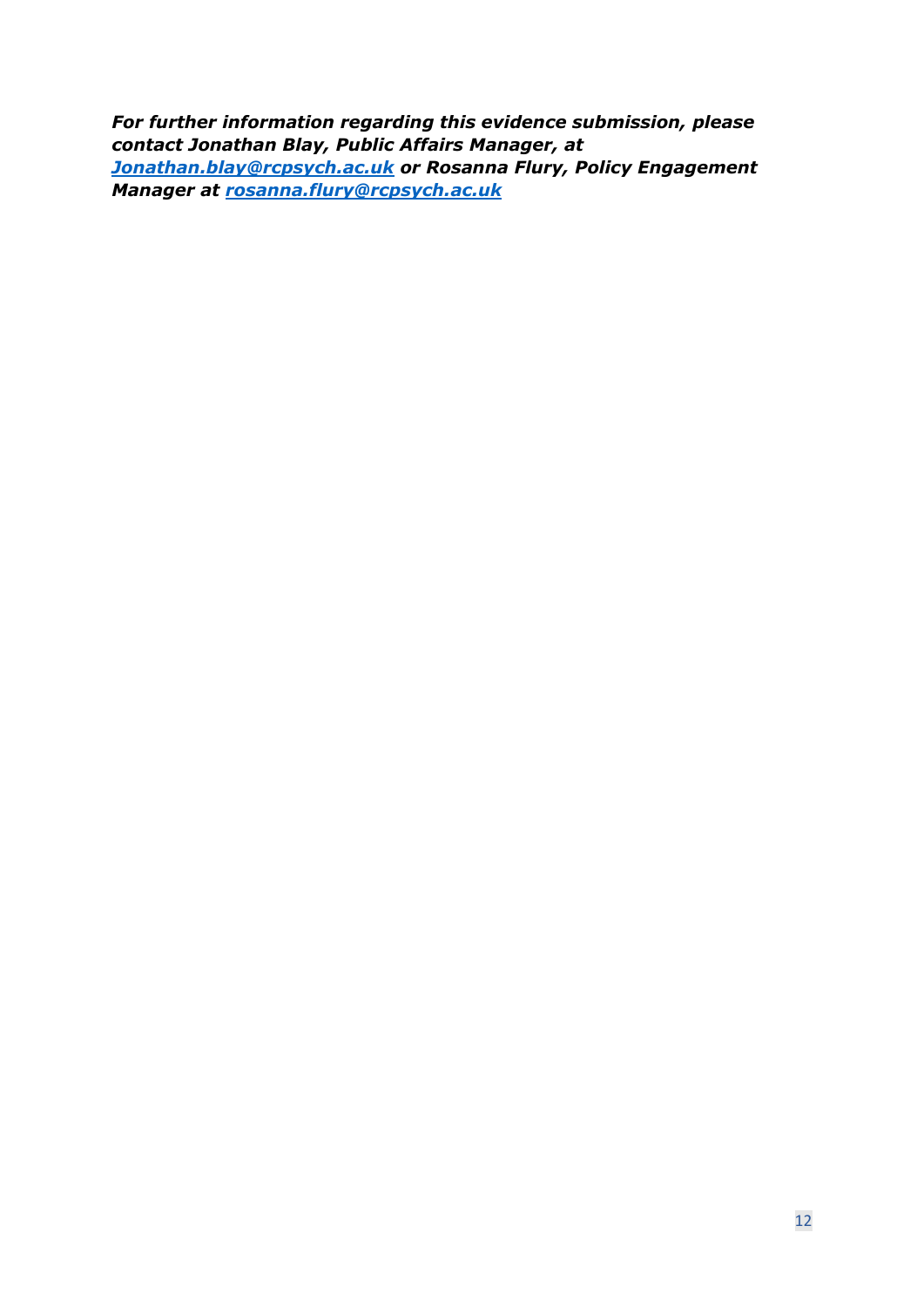***For further information regarding this evidence submission, please contact Jonathan Blay, Public Affairs Manager, at [Jonathan.blay@rcpsych.ac.uk](mailto:Jonathan.blay@rcpsych.ac.uk) or Rosanna Flury, Policy Engagement Manager at [rosanna.flury@rcpsych.ac.uk](mailto:rosanna.flury@rcpsych.ac.uk)***